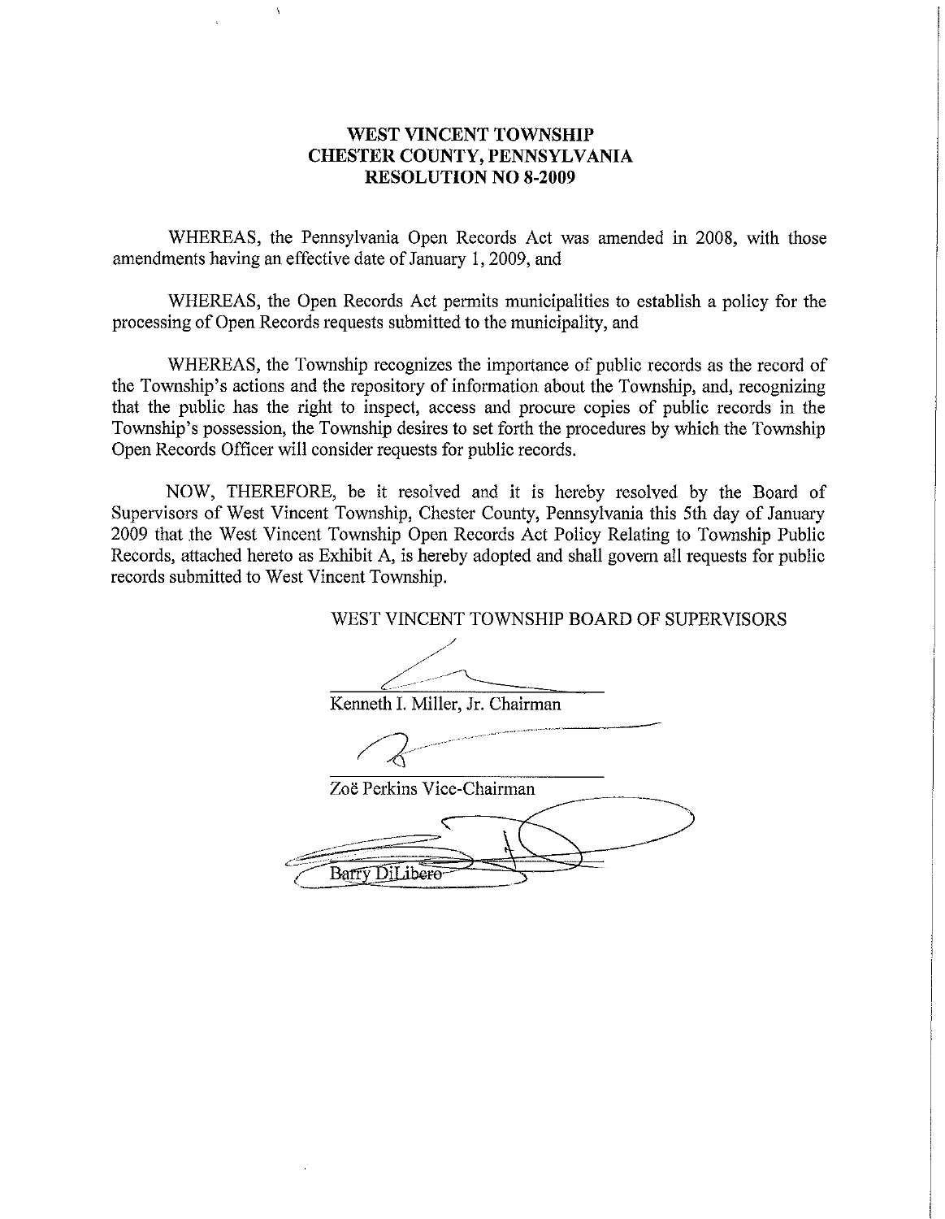# WEST VINCENT TOWNSHIP
# CHESTER COUNTY, PENNSYLVANIA
# RESOLUTION NO 8-2009

WHEREAS, the Pennsylvania Open Records Act was amended in 2008, with those amendments having an effective date of January 1, 2009, and

WHEREAS, the Open Records Act permits municipalities to establish a policy for the processing of Open Records requests submitted to the municipality, and

WHEREAS, the Township recognizes the importance of public records as the record of the Township's actions and the repository of information about the Township, and, recognizing that the public has the right to inspect, access and procure copies of public records in the Township's possession, the Township desires to set forth the procedures by which the Township Open Records Officer will consider requests for public records.

NOW, THEREFORE, be it resolved and it is hereby resolved by the Board of Supervisors of West Vincent Township, Chester County, Pennsylvania this 5th day of January 2009 that the West Vincent Township Open Records Act Policy Relating to Township Public Records, attached hereto as Exhibit A, is hereby adopted and shall govern all requests for public records submitted to West Vincent Township.

WEST VINCENT TOWNSHIP BOARD OF SUPERVISORS

Kenneth I. Miller, Jr. Chairman

Zoë Perkins Vice-Chairman

Barry DiLibero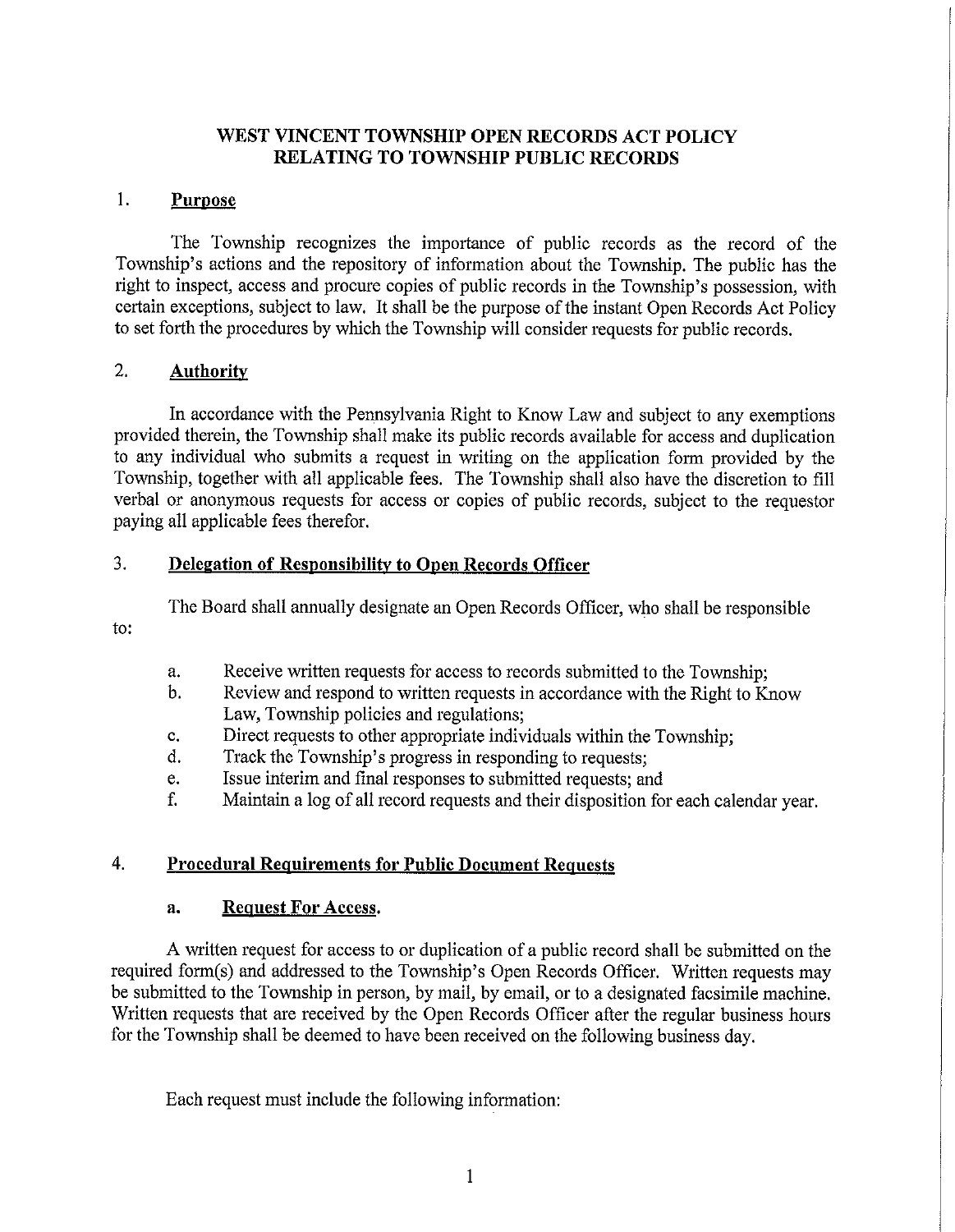# WEST VINCENT TOWNSHIP OPEN RECORDS ACT POLICY RELATING TO TOWNSHIP PUBLIC RECORDS

## 1. Purpose

The Township recognizes the importance of public records as the record of the Township's actions and the repository of information about the Township. The public has the right to inspect, access and procure copies of public records in the Township's possession, with certain exceptions, subject to law. It shall be the purpose of the instant Open Records Act Policy to set forth the procedures by which the Township will consider requests for public records.

## 2. Authority

In accordance with the Pennsylvania Right to Know Law and subject to any exemptions provided therein, the Township shall make its public records available for access and duplication to any individual who submits a request in writing on the application form provided by the Township, together with all applicable fees. The Township shall also have the discretion to fill verbal or anonymous requests for access or copies of public records, subject to the requestor paying all applicable fees therefor.

## 3. Delegation of Responsibility to Open Records Officer

The Board shall annually designate an Open Records Officer, who shall be responsible to:

a. Receive written requests for access to records submitted to the Township;
b. Review and respond to written requests in accordance with the Right to Know Law, Township policies and regulations;
c. Direct requests to other appropriate individuals within the Township;
d. Track the Township's progress in responding to requests;
e. Issue interim and final responses to submitted requests; and
f. Maintain a log of all record requests and their disposition for each calendar year.

## 4. Procedural Requirements for Public Document Requests

### a. Request For Access.

A written request for access to or duplication of a public record shall be submitted on the required form(s) and addressed to the Township's Open Records Officer. Written requests may be submitted to the Township in person, by mail, by email, or to a designated facsimile machine. Written requests that are received by the Open Records Officer after the regular business hours for the Township shall be deemed to have been received on the following business day.

Each request must include the following information: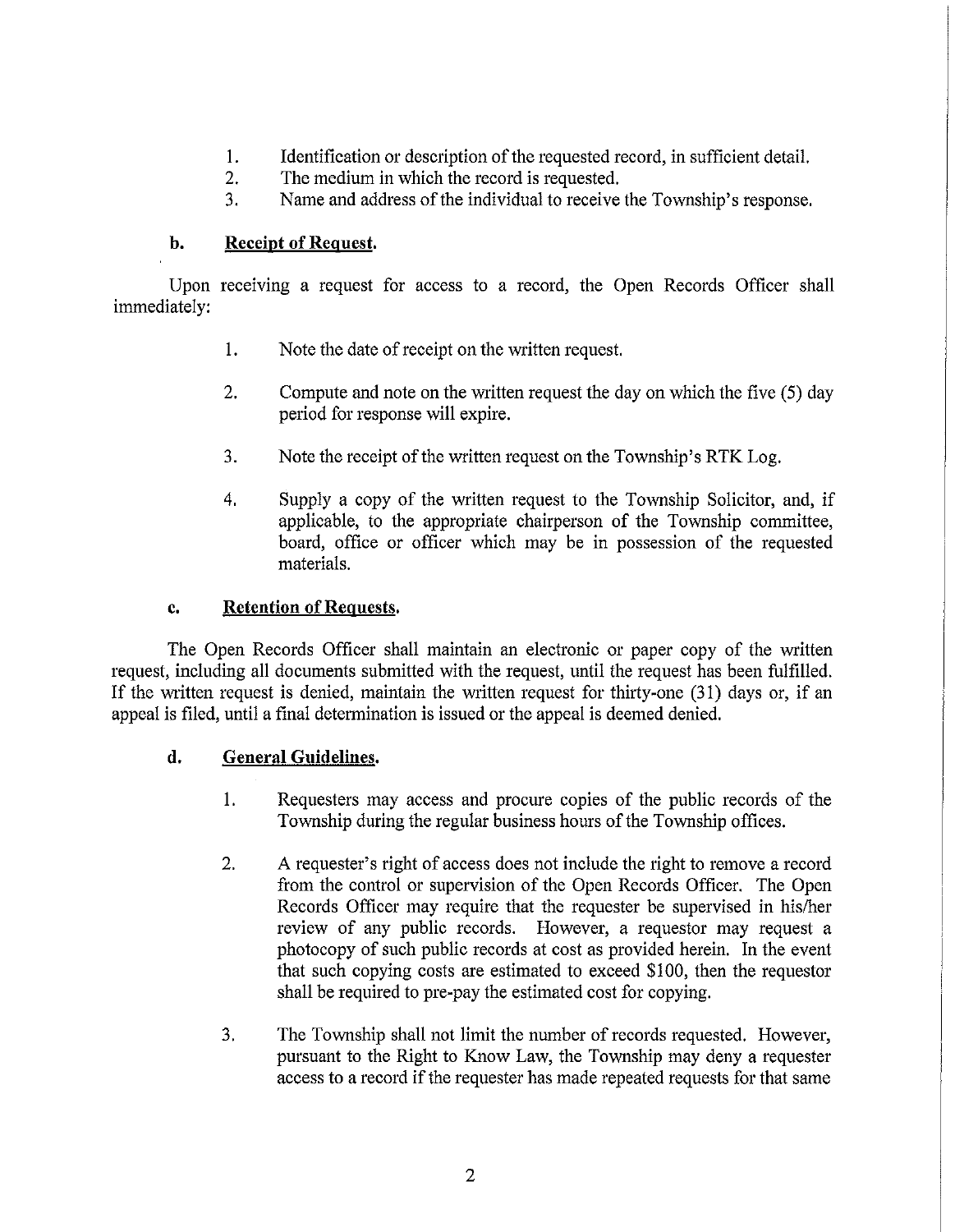1. Identification or description of the requested record, in sufficient detail.
2. The medium in which the record is requested.
3. Name and address of the individual to receive the Township's response.

**b. Receipt of Request.**

Upon receiving a request for access to a record, the Open Records Officer shall immediately:

1. Note the date of receipt on the written request.

2. Compute and note on the written request the day on which the five (5) day period for response will expire.

3. Note the receipt of the written request on the Township's RTK Log.

4. Supply a copy of the written request to the Township Solicitor, and, if applicable, to the appropriate chairperson of the Township committee, board, office or officer which may be in possession of the requested materials.

**c. Retention of Requests.**

The Open Records Officer shall maintain an electronic or paper copy of the written request, including all documents submitted with the request, until the request has been fulfilled. If the written request is denied, maintain the written request for thirty-one (31) days or, if an appeal is filed, until a final determination is issued or the appeal is deemed denied.

**d. General Guidelines.**

1. Requesters may access and procure copies of the public records of the Township during the regular business hours of the Township offices.

2. A requester's right of access does not include the right to remove a record from the control or supervision of the Open Records Officer. The Open Records Officer may require that the requester be supervised in his/her review of any public records. However, a requestor may request a photocopy of such public records at cost as provided herein. In the event that such copying costs are estimated to exceed $100, then the requestor shall be required to pre-pay the estimated cost for copying.

3. The Township shall not limit the number of records requested. However, pursuant to the Right to Know Law, the Township may deny a requester access to a record if the requester has made repeated requests for that same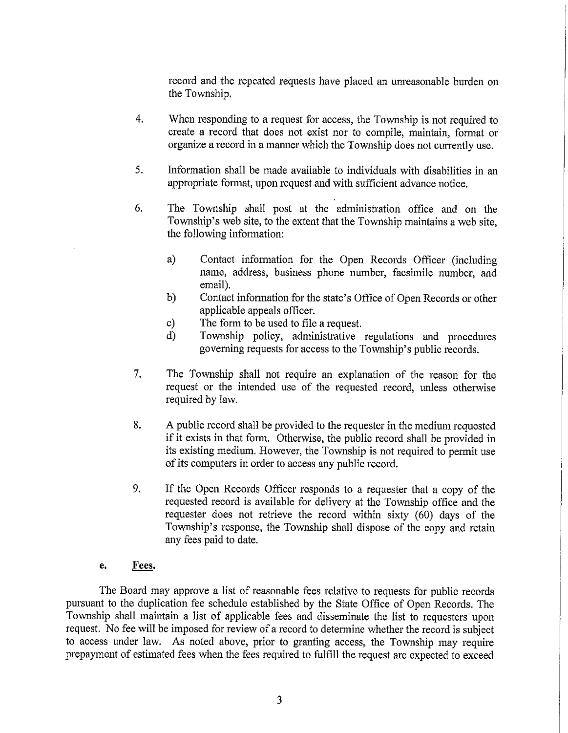record and the repeated requests have placed an unreasonable burden on the Township.

4. When responding to a request for access, the Township is not required to create a record that does not exist nor to compile, maintain, format or organize a record in a manner which the Township does not currently use.

5. Information shall be made available to individuals with disabilities in an appropriate format, upon request and with sufficient advance notice.

6. The Township shall post at the administration office and on the Township's web site, to the extent that the Township maintains a web site, the following information:

   a) Contact information for the Open Records Officer (including name, address, business phone number, facsimile number, and email).
   b) Contact information for the state's Office of Open Records or other applicable appeals officer.
   c) The form to be used to file a request.
   d) Township policy, administrative regulations and procedures governing requests for access to the Township's public records.

7. The Township shall not require an explanation of the reason for the request or the intended use of the requested record, unless otherwise required by law.

8. A public record shall be provided to the requester in the medium requested if it exists in that form. Otherwise, the public record shall be provided in its existing medium. However, the Township is not required to permit use of its computers in order to access any public record.

9. If the Open Records Officer responds to a requester that a copy of the requested record is available for delivery at the Township office and the requester does not retrieve the record within sixty (60) days of the Township's response, the Township shall dispose of the copy and retain any fees paid to date.

**e. Fees.**

The Board may approve a list of reasonable fees relative to requests for public records pursuant to the duplication fee schedule established by the State Office of Open Records. The Township shall maintain a list of applicable fees and disseminate the list to requesters upon request. No fee will be imposed for review of a record to determine whether the record is subject to access under law. As noted above, prior to granting access, the Township may require prepayment of estimated fees when the fees required to fulfill the request are expected to exceed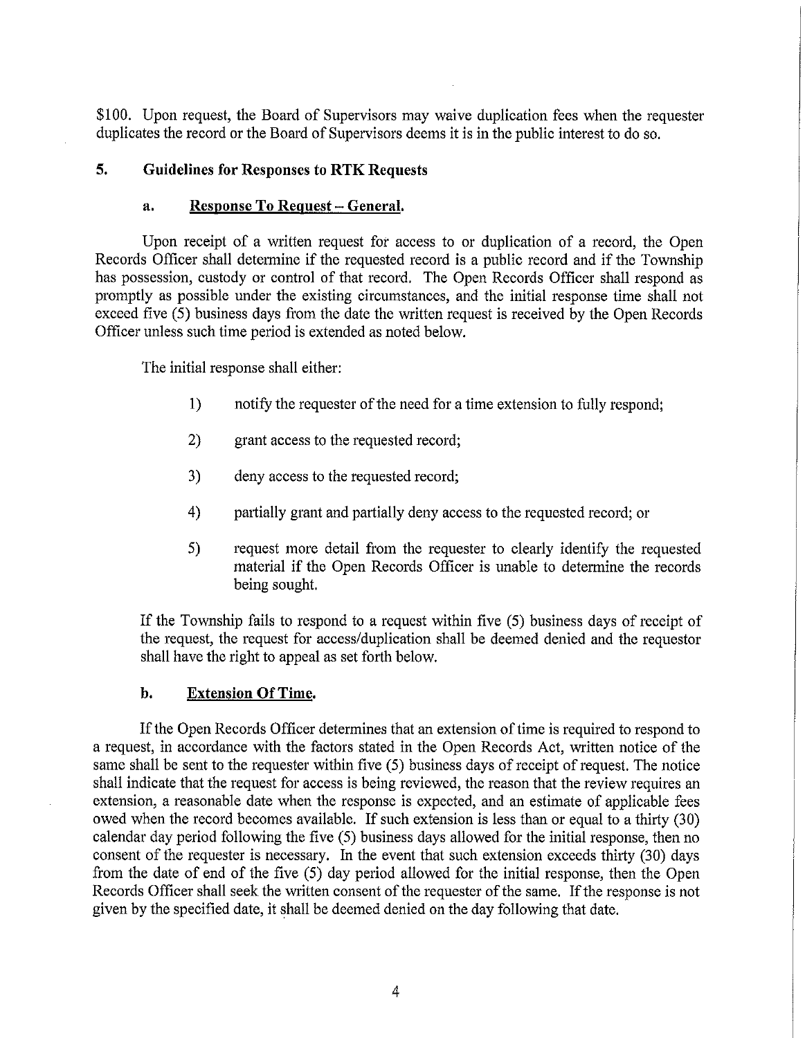$100. Upon request, the Board of Supervisors may waive duplication fees when the requester duplicates the record or the Board of Supervisors deems it is in the public interest to do so.

## 5. Guidelines for Responses to RTK Requests

### a. Response To Request – General.

Upon receipt of a written request for access to or duplication of a record, the Open Records Officer shall determine if the requested record is a public record and if the Township has possession, custody or control of that record. The Open Records Officer shall respond as promptly as possible under the existing circumstances, and the initial response time shall not exceed five (5) business days from the date the written request is received by the Open Records Officer unless such time period is extended as noted below.

The initial response shall either:

1) notify the requester of the need for a time extension to fully respond;

2) grant access to the requested record;

3) deny access to the requested record;

4) partially grant and partially deny access to the requested record; or

5) request more detail from the requester to clearly identify the requested material if the Open Records Officer is unable to determine the records being sought.

If the Township fails to respond to a request within five (5) business days of receipt of the request, the request for access/duplication shall be deemed denied and the requestor shall have the right to appeal as set forth below.

### b. Extension Of Time.

If the Open Records Officer determines that an extension of time is required to respond to a request, in accordance with the factors stated in the Open Records Act, written notice of the same shall be sent to the requester within five (5) business days of receipt of request. The notice shall indicate that the request for access is being reviewed, the reason that the review requires an extension, a reasonable date when the response is expected, and an estimate of applicable fees owed when the record becomes available. If such extension is less than or equal to a thirty (30) calendar day period following the five (5) business days allowed for the initial response, then no consent of the requester is necessary. In the event that such extension exceeds thirty (30) days from the date of end of the five (5) day period allowed for the initial response, then the Open Records Officer shall seek the written consent of the requester of the same. If the response is not given by the specified date, it shall be deemed denied on the day following that date.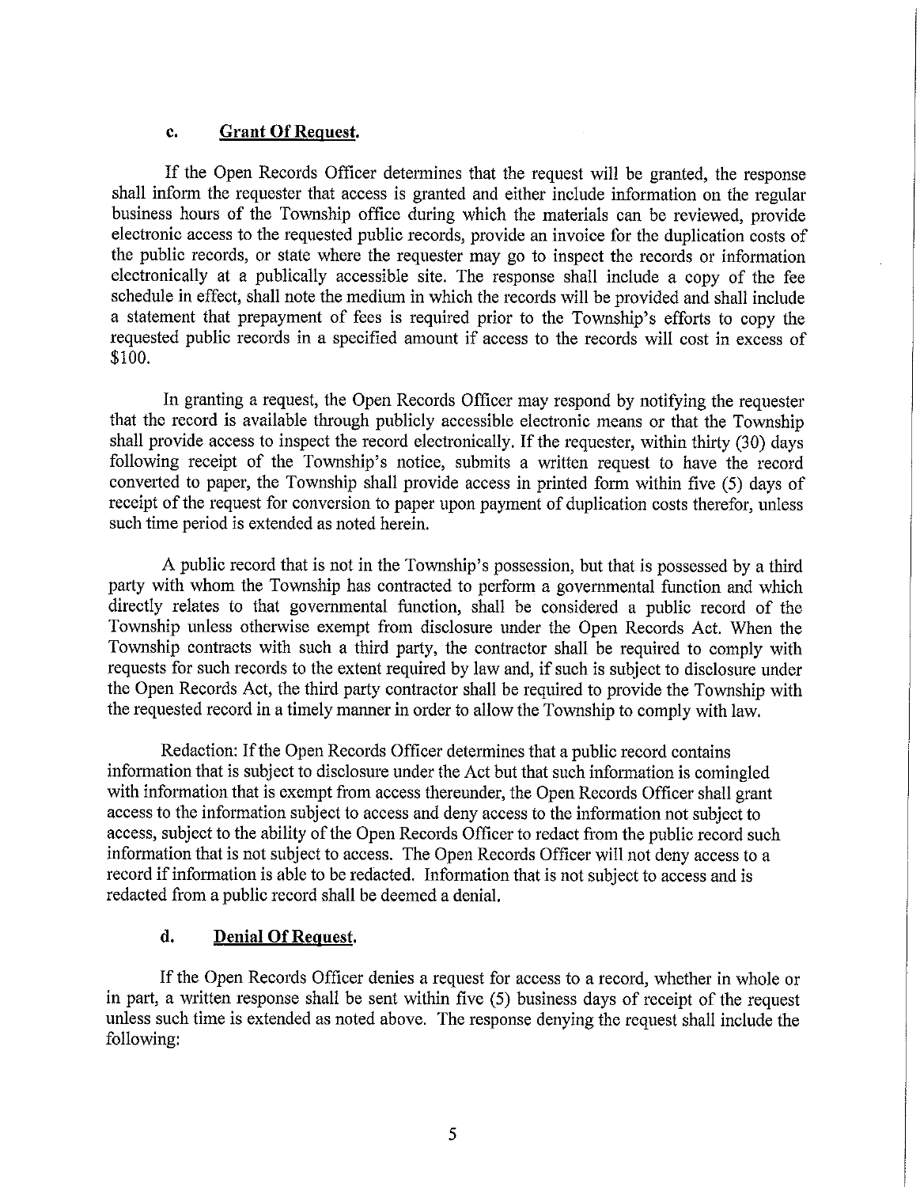### c. **Grant Of Request.**

If the Open Records Officer determines that the request will be granted, the response shall inform the requester that access is granted and either include information on the regular business hours of the Township office during which the materials can be reviewed, provide electronic access to the requested public records, provide an invoice for the duplication costs of the public records, or state where the requester may go to inspect the records or information electronically at a publically accessible site. The response shall include a copy of the fee schedule in effect, shall note the medium in which the records will be provided and shall include a statement that prepayment of fees is required prior to the Township's efforts to copy the requested public records in a specified amount if access to the records will cost in excess of $100.

In granting a request, the Open Records Officer may respond by notifying the requester that the record is available through publicly accessible electronic means or that the Township shall provide access to inspect the record electronically. If the requester, within thirty (30) days following receipt of the Township's notice, submits a written request to have the record converted to paper, the Township shall provide access in printed form within five (5) days of receipt of the request for conversion to paper upon payment of duplication costs therefor, unless such time period is extended as noted herein.

A public record that is not in the Township's possession, but that is possessed by a third party with whom the Township has contracted to perform a governmental function and which directly relates to that governmental function, shall be considered a public record of the Township unless otherwise exempt from disclosure under the Open Records Act. When the Township contracts with such a third party, the contractor shall be required to comply with requests for such records to the extent required by law and, if such is subject to disclosure under the Open Records Act, the third party contractor shall be required to provide the Township with the requested record in a timely manner in order to allow the Township to comply with law.

Redaction: If the Open Records Officer determines that a public record contains information that is subject to disclosure under the Act but that such information is comingled with information that is exempt from access thereunder, the Open Records Officer shall grant access to the information subject to access and deny access to the information not subject to access, subject to the ability of the Open Records Officer to redact from the public record such information that is not subject to access. The Open Records Officer will not deny access to a record if information is able to be redacted. Information that is not subject to access and is redacted from a public record shall be deemed a denial.

### d. **Denial Of Request.**

If the Open Records Officer denies a request for access to a record, whether in whole or in part, a written response shall be sent within five (5) business days of receipt of the request unless such time is extended as noted above. The response denying the request shall include the following: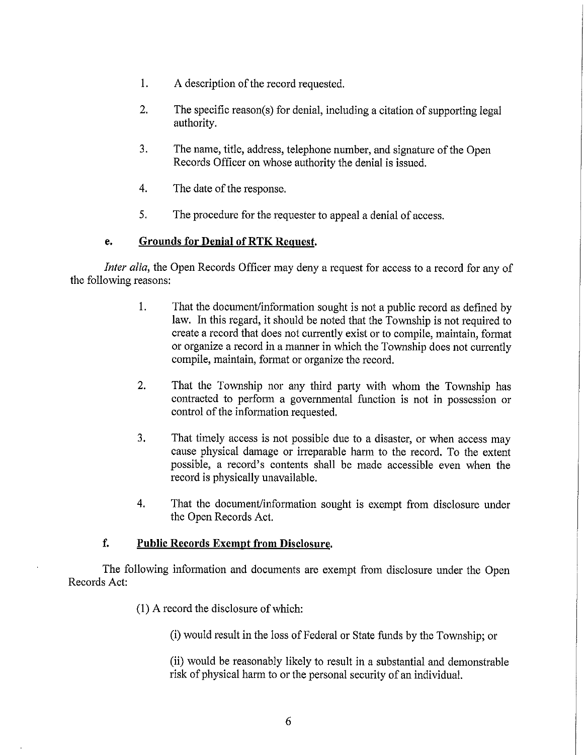1. A description of the record requested.

2. The specific reason(s) for denial, including a citation of supporting legal authority.

3. The name, title, address, telephone number, and signature of the Open Records Officer on whose authority the denial is issued.

4. The date of the response.

5. The procedure for the requester to appeal a denial of access.

**e. <u>Grounds for Denial of RTK Request.</u>**

*Inter alia*, the Open Records Officer may deny a request for access to a record for any of the following reasons:

1. That the document/information sought is not a public record as defined by law. In this regard, it should be noted that the Township is not required to create a record that does not currently exist or to compile, maintain, format or organize a record in a manner in which the Township does not currently compile, maintain, format or organize the record.

2. That the Township nor any third party with whom the Township has contracted to perform a governmental function is not in possession or control of the information requested.

3. That timely access is not possible due to a disaster, or when access may cause physical damage or irreparable harm to the record. To the extent possible, a record's contents shall be made accessible even when the record is physically unavailable.

4. That the document/information sought is exempt from disclosure under the Open Records Act.

**f. <u>Public Records Exempt from Disclosure.</u>**

The following information and documents are exempt from disclosure under the Open Records Act:

(1) A record the disclosure of which:

(i) would result in the loss of Federal or State funds by the Township; or

(ii) would be reasonably likely to result in a substantial and demonstrable risk of physical harm to or the personal security of an individual.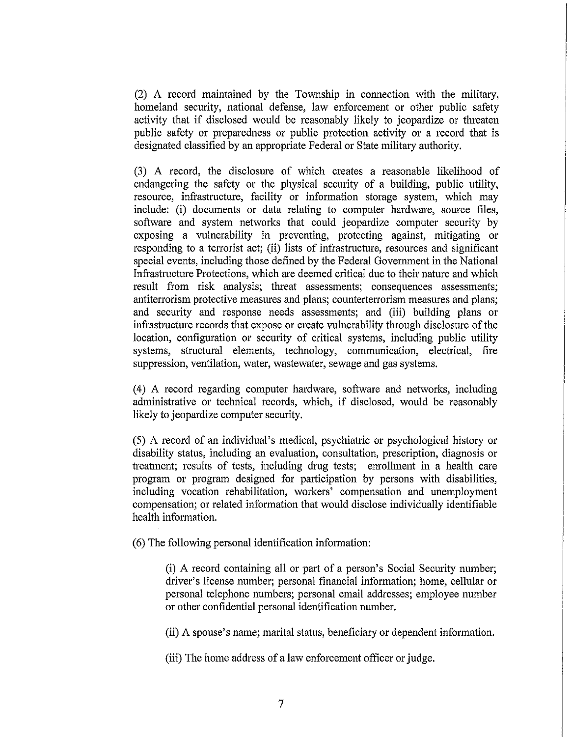(2) A record maintained by the Township in connection with the military, homeland security, national defense, law enforcement or other public safety activity that if disclosed would be reasonably likely to jeopardize or threaten public safety or preparedness or public protection activity or a record that is designated classified by an appropriate Federal or State military authority.

(3) A record, the disclosure of which creates a reasonable likelihood of endangering the safety or the physical security of a building, public utility, resource, infrastructure, facility or information storage system, which may include: (i) documents or data relating to computer hardware, source files, software and system networks that could jeopardize computer security by exposing a vulnerability in preventing, protecting against, mitigating or responding to a terrorist act; (ii) lists of infrastructure, resources and significant special events, including those defined by the Federal Government in the National Infrastructure Protections, which are deemed critical due to their nature and which result from risk analysis; threat assessments; consequences assessments; antiterrorism protective measures and plans; counterterrorism measures and plans; and security and response needs assessments; and (iii) building plans or infrastructure records that expose or create vulnerability through disclosure of the location, configuration or security of critical systems, including public utility systems, structural elements, technology, communication, electrical, fire suppression, ventilation, water, wastewater, sewage and gas systems.

(4) A record regarding computer hardware, software and networks, including administrative or technical records, which, if disclosed, would be reasonably likely to jeopardize computer security.

(5) A record of an individual's medical, psychiatric or psychological history or disability status, including an evaluation, consultation, prescription, diagnosis or treatment; results of tests, including drug tests; enrollment in a health care program or program designed for participation by persons with disabilities, including vocation rehabilitation, workers' compensation and unemployment compensation; or related information that would disclose individually identifiable health information.

(6) The following personal identification information:

(i) A record containing all or part of a person's Social Security number; driver's license number; personal financial information; home, cellular or personal telephone numbers; personal email addresses; employee number or other confidential personal identification number.

(ii) A spouse's name; marital status, beneficiary or dependent information.

(iii) The home address of a law enforcement officer or judge.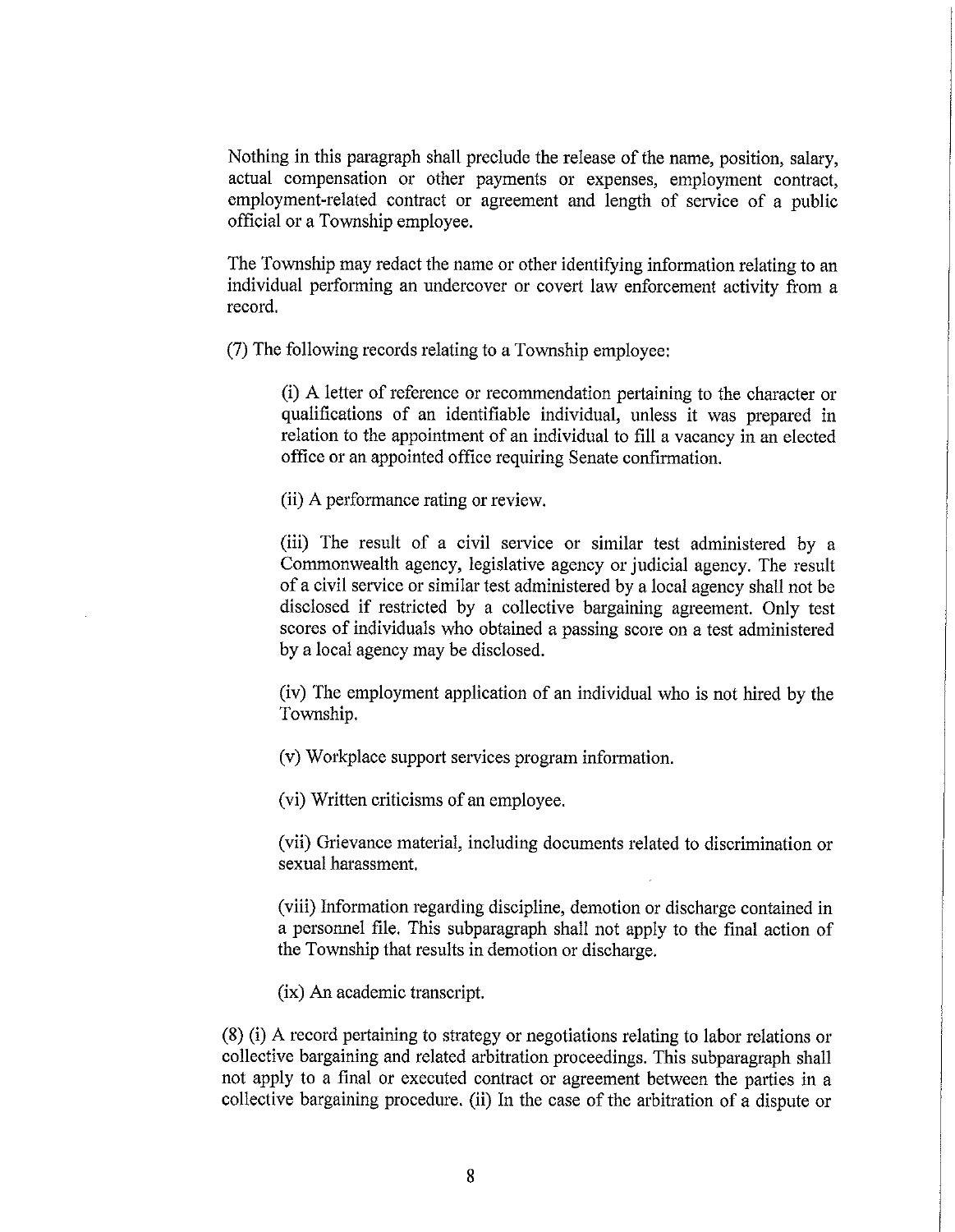Nothing in this paragraph shall preclude the release of the name, position, salary, actual compensation or other payments or expenses, employment contract, employment-related contract or agreement and length of service of a public official or a Township employee.

The Township may redact the name or other identifying information relating to an individual performing an undercover or covert law enforcement activity from a record.

(7) The following records relating to a Township employee:

> (i) A letter of reference or recommendation pertaining to the character or qualifications of an identifiable individual, unless it was prepared in relation to the appointment of an individual to fill a vacancy in an elected office or an appointed office requiring Senate confirmation.
>
> (ii) A performance rating or review.
>
> (iii) The result of a civil service or similar test administered by a Commonwealth agency, legislative agency or judicial agency. The result of a civil service or similar test administered by a local agency shall not be disclosed if restricted by a collective bargaining agreement. Only test scores of individuals who obtained a passing score on a test administered by a local agency may be disclosed.
>
> (iv) The employment application of an individual who is not hired by the Township.
>
> (v) Workplace support services program information.
>
> (vi) Written criticisms of an employee.
>
> (vii) Grievance material, including documents related to discrimination or sexual harassment.
>
> (viii) Information regarding discipline, demotion or discharge contained in a personnel file. This subparagraph shall not apply to the final action of the Township that results in demotion or discharge.
>
> (ix) An academic transcript.

(8) (i) A record pertaining to strategy or negotiations relating to labor relations or collective bargaining and related arbitration proceedings. This subparagraph shall not apply to a final or executed contract or agreement between the parties in a collective bargaining procedure. (ii) In the case of the arbitration of a dispute or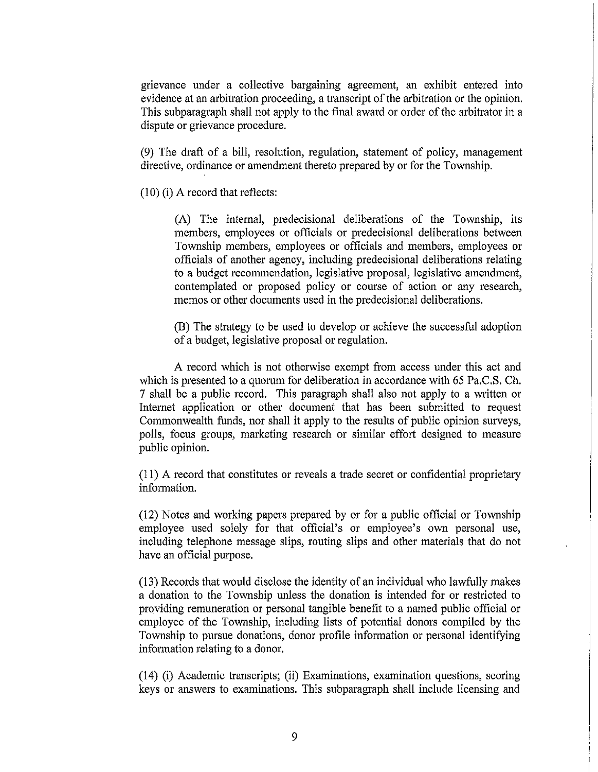grievance under a collective bargaining agreement, an exhibit entered into evidence at an arbitration proceeding, a transcript of the arbitration or the opinion. This subparagraph shall not apply to the final award or order of the arbitrator in a dispute or grievance procedure.

(9) The draft of a bill, resolution, regulation, statement of policy, management directive, ordinance or amendment thereto prepared by or for the Township.

(10) (i) A record that reflects:

> (A) The internal, predecisional deliberations of the Township, its members, employees or officials or predecisional deliberations between Township members, employees or officials and members, employees or officials of another agency, including predecisional deliberations relating to a budget recommendation, legislative proposal, legislative amendment, contemplated or proposed policy or course of action or any research, memos or other documents used in the predecisional deliberations.
>
> (B) The strategy to be used to develop or achieve the successful adoption of a budget, legislative proposal or regulation.

A record which is not otherwise exempt from access under this act and which is presented to a quorum for deliberation in accordance with 65 Pa.C.S. Ch. 7 shall be a public record. This paragraph shall also not apply to a written or Internet application or other document that has been submitted to request Commonwealth funds, nor shall it apply to the results of public opinion surveys, polls, focus groups, marketing research or similar effort designed to measure public opinion.

(11) A record that constitutes or reveals a trade secret or confidential proprietary information.

(12) Notes and working papers prepared by or for a public official or Township employee used solely for that official's or employee's own personal use, including telephone message slips, routing slips and other materials that do not have an official purpose.

(13) Records that would disclose the identity of an individual who lawfully makes a donation to the Township unless the donation is intended for or restricted to providing remuneration or personal tangible benefit to a named public official or employee of the Township, including lists of potential donors compiled by the Township to pursue donations, donor profile information or personal identifying information relating to a donor.

(14) (i) Academic transcripts; (ii) Examinations, examination questions, scoring keys or answers to examinations. This subparagraph shall include licensing and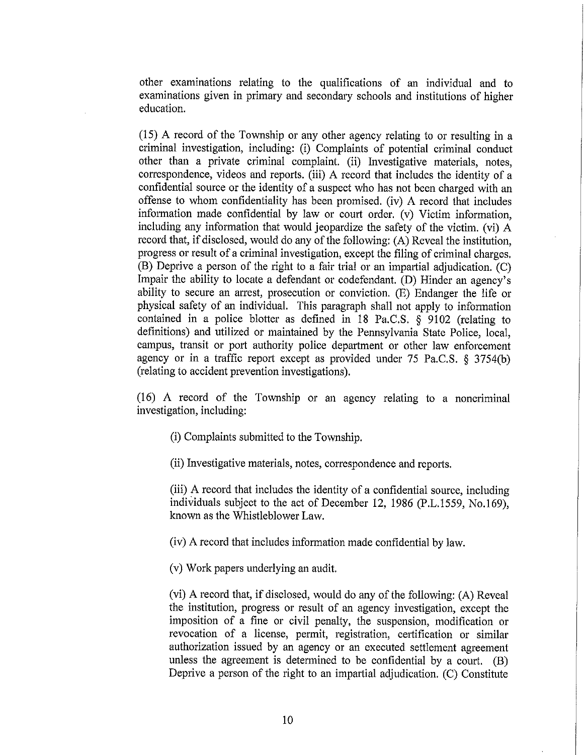other examinations relating to the qualifications of an individual and to examinations given in primary and secondary schools and institutions of higher education.

(15) A record of the Township or any other agency relating to or resulting in a criminal investigation, including: (i) Complaints of potential criminal conduct other than a private criminal complaint. (ii) Investigative materials, notes, correspondence, videos and reports. (iii) A record that includes the identity of a confidential source or the identity of a suspect who has not been charged with an offense to whom confidentiality has been promised. (iv) A record that includes information made confidential by law or court order. (v) Victim information, including any information that would jeopardize the safety of the victim. (vi) A record that, if disclosed, would do any of the following: (A) Reveal the institution, progress or result of a criminal investigation, except the filing of criminal charges. (B) Deprive a person of the right to a fair trial or an impartial adjudication. (C) Impair the ability to locate a defendant or codefendant. (D) Hinder an agency's ability to secure an arrest, prosecution or conviction. (E) Endanger the life or physical safety of an individual. This paragraph shall not apply to information contained in a police blotter as defined in 18 Pa.C.S. § 9102 (relating to definitions) and utilized or maintained by the Pennsylvania State Police, local, campus, transit or port authority police department or other law enforcement agency or in a traffic report except as provided under 75 Pa.C.S. § 3754(b) (relating to accident prevention investigations).

(16) A record of the Township or an agency relating to a noncriminal investigation, including:

(i) Complaints submitted to the Township.

(ii) Investigative materials, notes, correspondence and reports.

(iii) A record that includes the identity of a confidential source, including individuals subject to the act of December 12, 1986 (P.L.1559, No.169), known as the Whistleblower Law.

(iv) A record that includes information made confidential by law.

(v) Work papers underlying an audit.

(vi) A record that, if disclosed, would do any of the following: (A) Reveal the institution, progress or result of an agency investigation, except the imposition of a fine or civil penalty, the suspension, modification or revocation of a license, permit, registration, certification or similar authorization issued by an agency or an executed settlement agreement unless the agreement is determined to be confidential by a court. (B) Deprive a person of the right to an impartial adjudication. (C) Constitute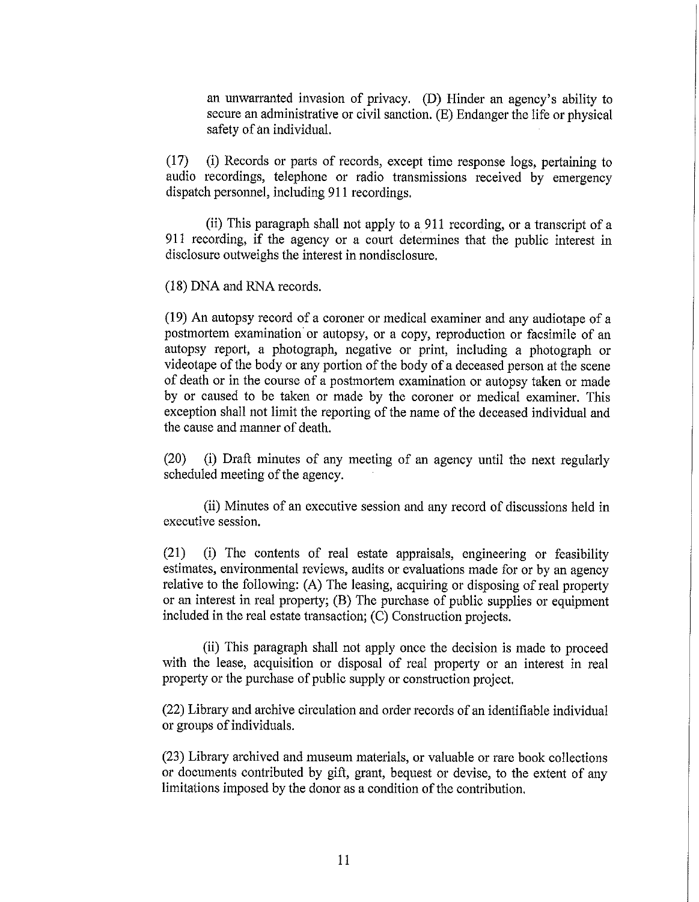an unwarranted invasion of privacy. (D) Hinder an agency's ability to secure an administrative or civil sanction. (E) Endanger the life or physical safety of an individual.

(17) (i) Records or parts of records, except time response logs, pertaining to audio recordings, telephone or radio transmissions received by emergency dispatch personnel, including 911 recordings.

(ii) This paragraph shall not apply to a 911 recording, or a transcript of a 911 recording, if the agency or a court determines that the public interest in disclosure outweighs the interest in nondisclosure.

(18) DNA and RNA records.

(19) An autopsy record of a coroner or medical examiner and any audiotape of a postmortem examination or autopsy, or a copy, reproduction or facsimile of an autopsy report, a photograph, negative or print, including a photograph or videotape of the body or any portion of the body of a deceased person at the scene of death or in the course of a postmortem examination or autopsy taken or made by or caused to be taken or made by the coroner or medical examiner. This exception shall not limit the reporting of the name of the deceased individual and the cause and manner of death.

(20) (i) Draft minutes of any meeting of an agency until the next regularly scheduled meeting of the agency.

(ii) Minutes of an executive session and any record of discussions held in executive session.

(21) (i) The contents of real estate appraisals, engineering or feasibility estimates, environmental reviews, audits or evaluations made for or by an agency relative to the following: (A) The leasing, acquiring or disposing of real property or an interest in real property; (B) The purchase of public supplies or equipment included in the real estate transaction; (C) Construction projects.

(ii) This paragraph shall not apply once the decision is made to proceed with the lease, acquisition or disposal of real property or an interest in real property or the purchase of public supply or construction project.

(22) Library and archive circulation and order records of an identifiable individual or groups of individuals.

(23) Library archived and museum materials, or valuable or rare book collections or documents contributed by gift, grant, bequest or devise, to the extent of any limitations imposed by the donor as a condition of the contribution.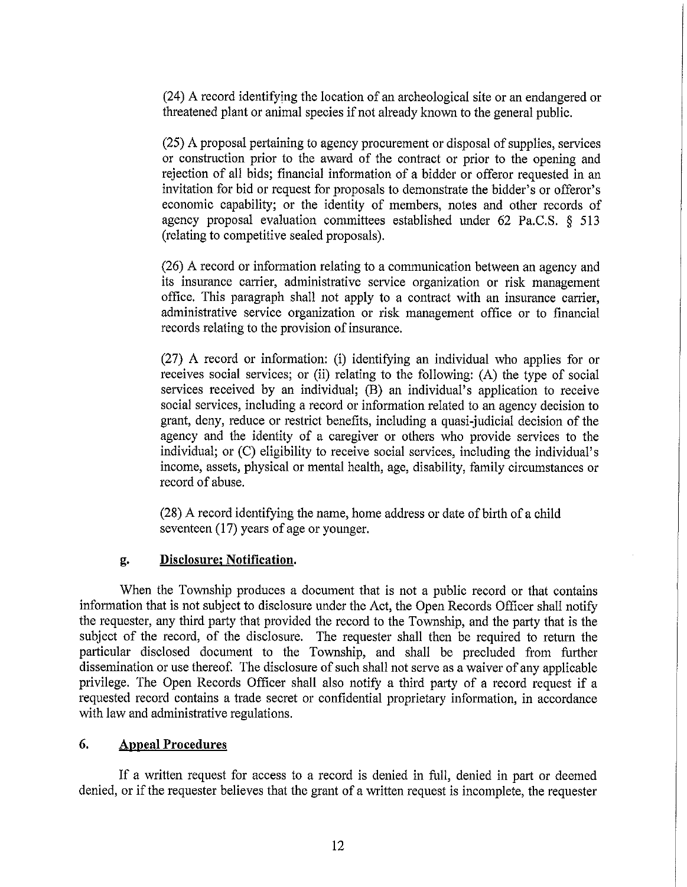(24) A record identifying the location of an archeological site or an endangered or threatened plant or animal species if not already known to the general public.

(25) A proposal pertaining to agency procurement or disposal of supplies, services or construction prior to the award of the contract or prior to the opening and rejection of all bids; financial information of a bidder or offeror requested in an invitation for bid or request for proposals to demonstrate the bidder's or offeror's economic capability; or the identity of members, notes and other records of agency proposal evaluation committees established under 62 Pa.C.S. § 513 (relating to competitive sealed proposals).

(26) A record or information relating to a communication between an agency and its insurance carrier, administrative service organization or risk management office. This paragraph shall not apply to a contract with an insurance carrier, administrative service organization or risk management office or to financial records relating to the provision of insurance.

(27) A record or information: (i) identifying an individual who applies for or receives social services; or (ii) relating to the following: (A) the type of social services received by an individual; (B) an individual's application to receive social services, including a record or information related to an agency decision to grant, deny, reduce or restrict benefits, including a quasi-judicial decision of the agency and the identity of a caregiver or others who provide services to the individual; or (C) eligibility to receive social services, including the individual's income, assets, physical or mental health, age, disability, family circumstances or record of abuse.

(28) A record identifying the name, home address or date of birth of a child seventeen (17) years of age or younger.

### g. Disclosure; Notification.

When the Township produces a document that is not a public record or that contains information that is not subject to disclosure under the Act, the Open Records Officer shall notify the requester, any third party that provided the record to the Township, and the party that is the subject of the record, of the disclosure. The requester shall then be required to return the particular disclosed document to the Township, and shall be precluded from further dissemination or use thereof. The disclosure of such shall not serve as a waiver of any applicable privilege. The Open Records Officer shall also notify a third party of a record request if a requested record contains a trade secret or confidential proprietary information, in accordance with law and administrative regulations.

## 6. Appeal Procedures

If a written request for access to a record is denied in full, denied in part or deemed denied, or if the requester believes that the grant of a written request is incomplete, the requester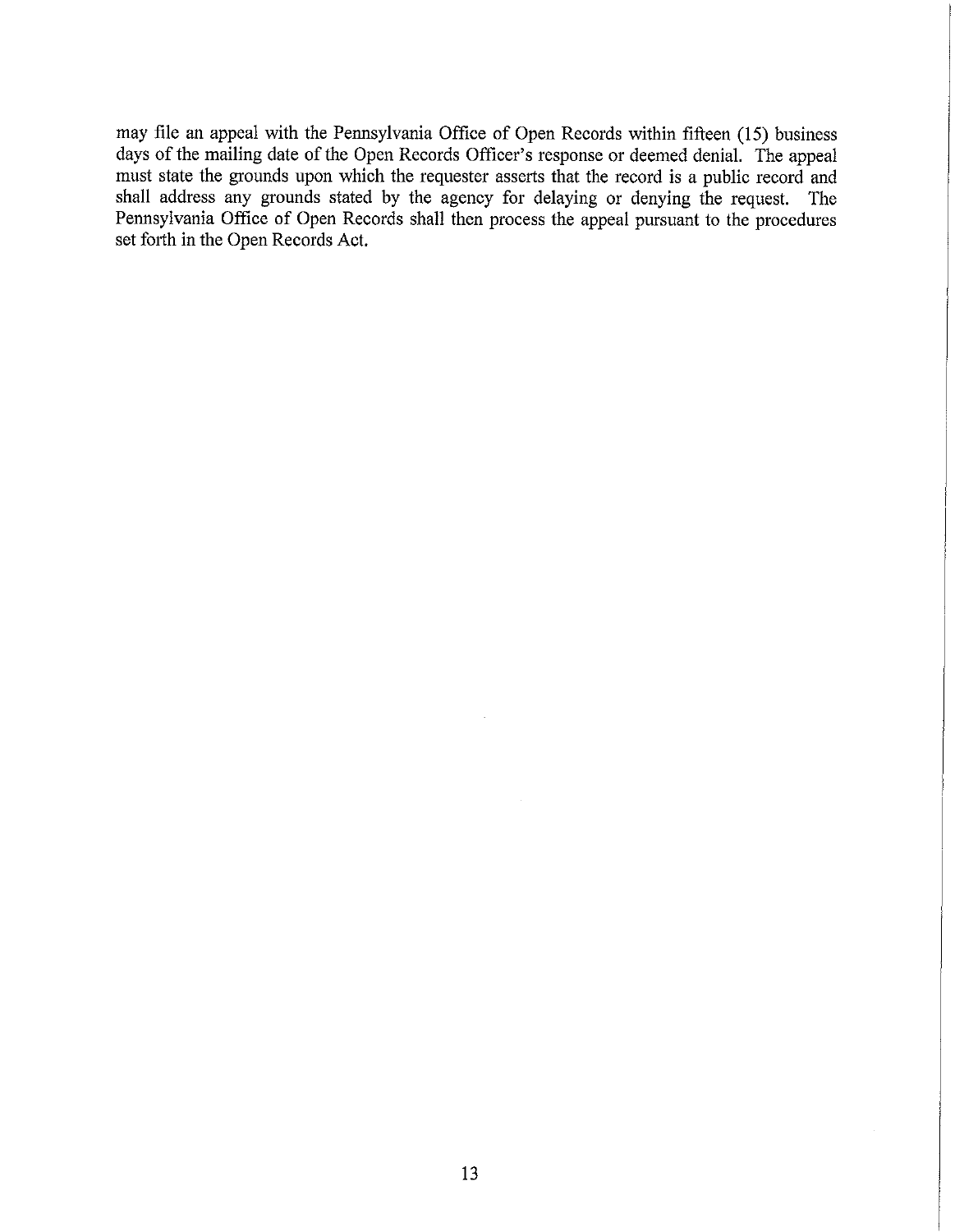may file an appeal with the Pennsylvania Office of Open Records within fifteen (15) business days of the mailing date of the Open Records Officer's response or deemed denial. The appeal must state the grounds upon which the requester asserts that the record is a public record and shall address any grounds stated by the agency for delaying or denying the request. The Pennsylvania Office of Open Records shall then process the appeal pursuant to the procedures set forth in the Open Records Act.